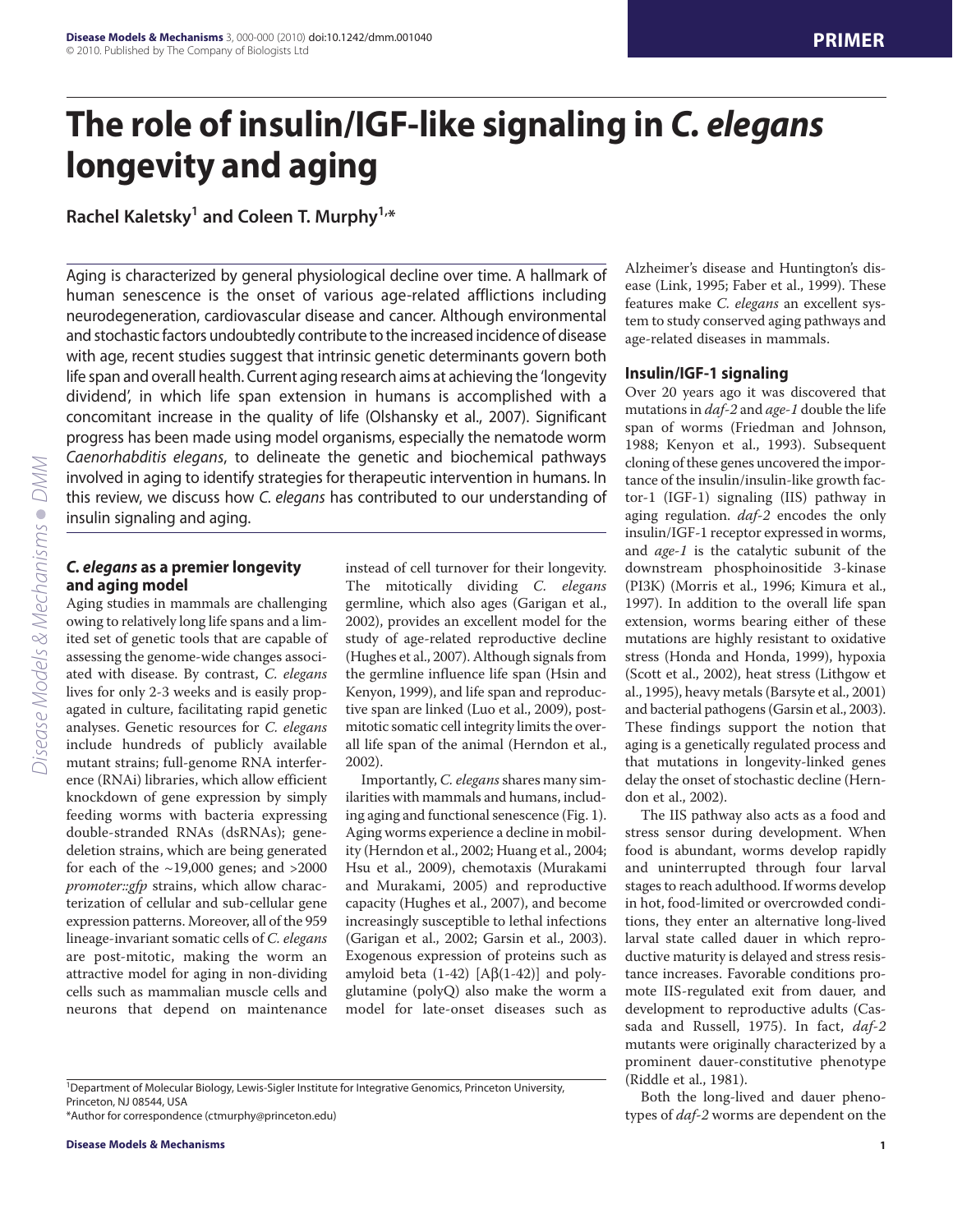# The role of insulin/IGF-like signaling in *C. elegans* longevity and aging

**Rachel Kaletsky[1] and Coleen T. Murphy[1,*]**

Aging is characterized by general physiological decline over time. A hallmark of human senescence is the onset of various age-related afflictions including neurodegeneration, cardiovascular disease and cancer. Although environmental and stochastic factors undoubtedly contribute to the increased incidence of disease with age, recent studies suggest that intrinsic genetic determinants govern both life span and overall health. Current aging research aims at achieving the 'longevity dividend', in which life span extension in humans is accomplished with a concomitant increase in the quality of life (Olshansky et al., 2007). Significant progress has been made using model organisms, especially the nematode worm *Caenorhabditis elegans*, to delineate the genetic and biochemical pathways involved in aging to identify strategies for therapeutic intervention in humans. In this review, we discuss how *C. elegans* has contributed to our understanding of insulin signaling and aging.

### *C. elegans* as a premier longevity and aging model

Aging studies in mammals are challenging owing to relatively long life spans and a limited set of genetic tools that are capable of assessing the genome-wide changes associated with disease. By contrast, *C. elegans* lives for only 2-3 weeks and is easily propagated in culture, facilitating rapid genetic analyses. Genetic resources for *C. elegans* include hundreds of publicly available mutant strains; full-genome RNA interference (RNAi) libraries, which allow efficient knockdown of gene expression by simply feeding worms with bacteria expressing double-stranded RNAs (dsRNAs); gene-deletion strains, which are being generated for each of the ~19,000 genes; and >2000 *promoter::gfp* strains, which allow characterization of cellular and sub-cellular gene expression patterns. Moreover, all of the 959 lineage-invariant somatic cells of *C. elegans* are post-mitotic, making the worm an attractive model for aging in non-dividing cells such as mammalian muscle cells and neurons that depend on maintenance instead of cell turnover for their longevity. The mitotically dividing *C. elegans* germline, which also ages (Garigan et al., 2002), provides an excellent model for the study of age-related reproductive decline (Hughes et al., 2007). Although signals from the germline influence life span (Hsin and Kenyon, 1999), and life span and reproductive span are linked (Luo et al., 2009), post-mitotic somatic cell integrity limits the overall life span of the animal (Herndon et al., 2002).

Importantly, *C. elegans* shares many similarities with mammals and humans, including aging and functional senescence (Fig. 1). Aging worms experience a decline in mobility (Herndon et al., 2002; Huang et al., 2004; Hsu et al., 2009), chemotaxis (Murakami and Murakami, 2005) and reproductive capacity (Hughes et al., 2007), and become increasingly susceptible to lethal infections (Garigan et al., 2002; Garsin et al., 2003). Exogenous expression of proteins such as amyloid beta (1-42) [Aβ(1-42)] and polyglutamine (polyQ) also make the worm a model for late-onset diseases such as Alzheimer's disease and Huntington's disease (Link, 1995; Faber et al., 1999). These features make *C. elegans* an excellent system to study conserved aging pathways and age-related diseases in mammals.

### Insulin/IGF-1 signaling

Over 20 years ago it was discovered that mutations in *daf-2* and *age-1* double the life span of worms (Friedman and Johnson, 1988; Kenyon et al., 1993). Subsequent cloning of these genes uncovered the importance of the insulin/insulin-like growth factor-1 (IGF-1) signaling (IIS) pathway in aging regulation. *daf-2* encodes the only insulin/IGF-1 receptor expressed in worms, and *age-1* is the catalytic subunit of the downstream phosphoinositide 3-kinase (PI3K) (Morris et al., 1996; Kimura et al., 1997). In addition to the overall life span extension, worms bearing either of these mutations are highly resistant to oxidative stress (Honda and Honda, 1999), hypoxia (Scott et al., 2002), heat stress (Lithgow et al., 1995), heavy metals (Barsyte et al., 2001) and bacterial pathogens (Garsin et al., 2003). These findings support the notion that aging is a genetically regulated process and that mutations in longevity-linked genes delay the onset of stochastic decline (Herndon et al., 2002).

The IIS pathway also acts as a food and stress sensor during development. When food is abundant, worms develop rapidly and uninterrupted through four larval stages to reach adulthood. If worms develop in hot, food-limited or overcrowded conditions, they enter an alternative long-lived larval state called dauer in which reproductive maturity is delayed and stress resistance increases. Favorable conditions promote IIS-regulated exit from dauer, and development to reproductive adults (Cassada and Russell, 1975). In fact, *daf-2* mutants were originally characterized by a prominent dauer-constitutive phenotype (Riddle et al., 1981).

Both the long-lived and dauer phenotypes of *daf-2* worms are dependent on the

[1]Department of Molecular Biology, Lewis-Sigler Institute for Integrative Genomics, Princeton University, Princeton, NJ 08544, USA
*Author for correspondence (ctmurphy@princeton.edu)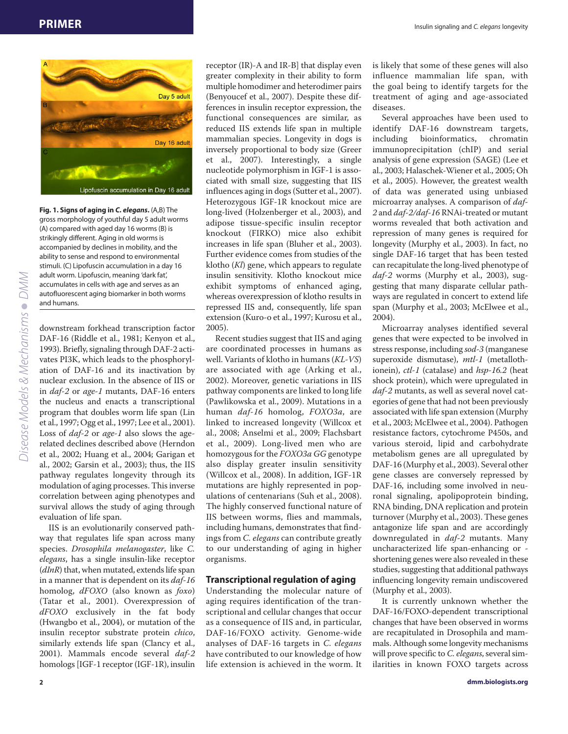**Fig. 1. Signs of aging in *C. elegans*.** (A,B) The gross morphology of youthful day 5 adult worms (A) compared with aged day 16 worms (B) is strikingly different. Aging in old worms is accompanied by declines in mobility, and the ability to sense and respond to environmental stimuli. (C) Lipofuscin accumulation in a day 16 adult worm. Lipofuscin, meaning 'dark fat', accumulates in cells with age and serves as an autofluorescent aging biomarker in both worms and humans.

downstream forkhead transcription factor DAF-16 (Riddle et al., 1981; Kenyon et al., 1993). Briefly, signaling through DAF-2 activates PI3K, which leads to the phosphorylation of DAF-16 and its inactivation by nuclear exclusion. In the absence of IIS or in *daf-2* or *age-1* mutants, DAF-16 enters the nucleus and enacts a transcriptional program that doubles worm life span (Lin et al., 1997; Ogg et al., 1997; Lee et al., 2001). Loss of *daf-2* or *age-1* also slows the age-related declines described above (Herndon et al., 2002; Huang et al., 2004; Garigan et al., 2002; Garsin et al., 2003); thus, the IIS pathway regulates longevity through its modulation of aging processes. This inverse correlation between aging phenotypes and survival allows the study of aging through evaluation of life span.

IIS is an evolutionarily conserved pathway that regulates life span across many species. *Drosophila melanogaster*, like *C. elegans*, has a single insulin-like receptor (*dInR*) that, when mutated, extends life span in a manner that is dependent on its *daf-16* homolog, *dFOXO* (also known as *foxo*) (Tatar et al., 2001). Overexpression of *dFOXO* exclusively in the fat body (Hwangbo et al., 2004), or mutation of the insulin receptor substrate protein *chico*, similarly extends life span (Clancy et al., 2001). Mammals encode several *daf-2* homologs [IGF-1 receptor (IGF-1R), insulin receptor (IR)-A and IR-B] that display even greater complexity in their ability to form multiple homodimer and heterodimer pairs (Benyoucef et al., 2007). Despite these differences in insulin receptor expression, the functional consequences are similar, as reduced IIS extends life span in multiple mammalian species. Longevity in dogs is inversely proportional to body size (Greer et al., 2007). Interestingly, a single nucleotide polymorphism in IGF-1 is associated with small size, suggesting that IIS influences aging in dogs (Sutter et al., 2007). Heterozygous IGF-1R knockout mice are long-lived (Holzenberger et al., 2003), and adipose tissue-specific insulin receptor knockout (FIRKO) mice also exhibit increases in life span (Bluher et al., 2003). Further evidence comes from studies of the klotho (*Kl*) gene, which appears to regulate insulin sensitivity. Klotho knockout mice exhibit symptoms of enhanced aging, whereas overexpression of klotho results in repressed IIS and, consequently, life span extension (Kuro-o et al., 1997; Kurosu et al., 2005).

Recent studies suggest that IIS and aging are coordinated processes in humans as well. Variants of klotho in humans (*KL-VS*) are associated with age (Arking et al., 2002). Moreover, genetic variations in IIS pathway components are linked to long life (Pawlikowska et al., 2009). Mutations in a human *daf-16* homolog, *FOXO3a*, are linked to increased longevity (Willcox et al., 2008; Anselmi et al., 2009; Flachsbart et al., 2009). Long-lived men who are homozygous for the *FOXO3a GG* genotype also display greater insulin sensitivity (Willcox et al., 2008). In addition, IGF-1R mutations are highly represented in populations of centenarians (Suh et al., 2008). The highly conserved functional nature of IIS between worms, flies and mammals, including humans, demonstrates that findings from *C. elegans* can contribute greatly to our understanding of aging in higher organisms.

## Transcriptional regulation of aging

Understanding the molecular nature of aging requires identification of the transcriptional and cellular changes that occur as a consequence of IIS and, in particular, DAF-16/FOXO activity. Genome-wide analyses of DAF-16 targets in *C. elegans* have contributed to our knowledge of how life extension is achieved in the worm. It is likely that some of these genes will also influence mammalian life span, with the goal being to identify targets for the treatment of aging and age-associated diseases.

Several approaches have been used to identify DAF-16 downstream targets, including bioinformatics, chromatin immunoprecipitation (chIP) and serial analysis of gene expression (SAGE) (Lee et al., 2003; Halaschek-Wiener et al., 2005; Oh et al., 2005). However, the greatest wealth of data was generated using unbiased microarray analyses. A comparison of *daf-2* and *daf-2/daf-16* RNAi-treated or mutant worms revealed that both activation and repression of many genes is required for longevity (Murphy et al., 2003). In fact, no single DAF-16 target that has been tested can recapitulate the long-lived phenotype of *daf-2* worms (Murphy et al., 2003), suggesting that many disparate cellular pathways are regulated in concert to extend life span (Murphy et al., 2003; McElwee et al., 2004).

Microarray analyses identified several genes that were expected to be involved in stress response, including *sod-3* (manganese superoxide dismutase), *mtl-1* (metallothionein), *ctl-1* (catalase) and *hsp-16.2* (heat shock protein), which were upregulated in *daf-2* mutants, as well as several novel categories of gene that had not been previously associated with life span extension (Murphy et al., 2003; McElwee et al., 2004). Pathogen resistance factors, cytochrome P450s, and various steroid, lipid and carbohydrate metabolism genes are all upregulated by DAF-16 (Murphy et al., 2003). Several other gene classes are conversely repressed by DAF-16, including some involved in neuronal signaling, apolipoprotein binding, RNA binding, DNA replication and protein turnover (Murphy et al., 2003). These genes antagonize life span and are accordingly downregulated in *daf-2* mutants. Many uncharacterized life span-enhancing or -shortening genes were also revealed in these studies, suggesting that additional pathways influencing longevity remain undiscovered (Murphy et al., 2003).

It is currently unknown whether the DAF-16/FOXO-dependent transcriptional changes that have been observed in worms are recapitulated in Drosophila and mammals. Although some longevity mechanisms will prove specific to *C. elegans*, several similarities in known FOXO targets across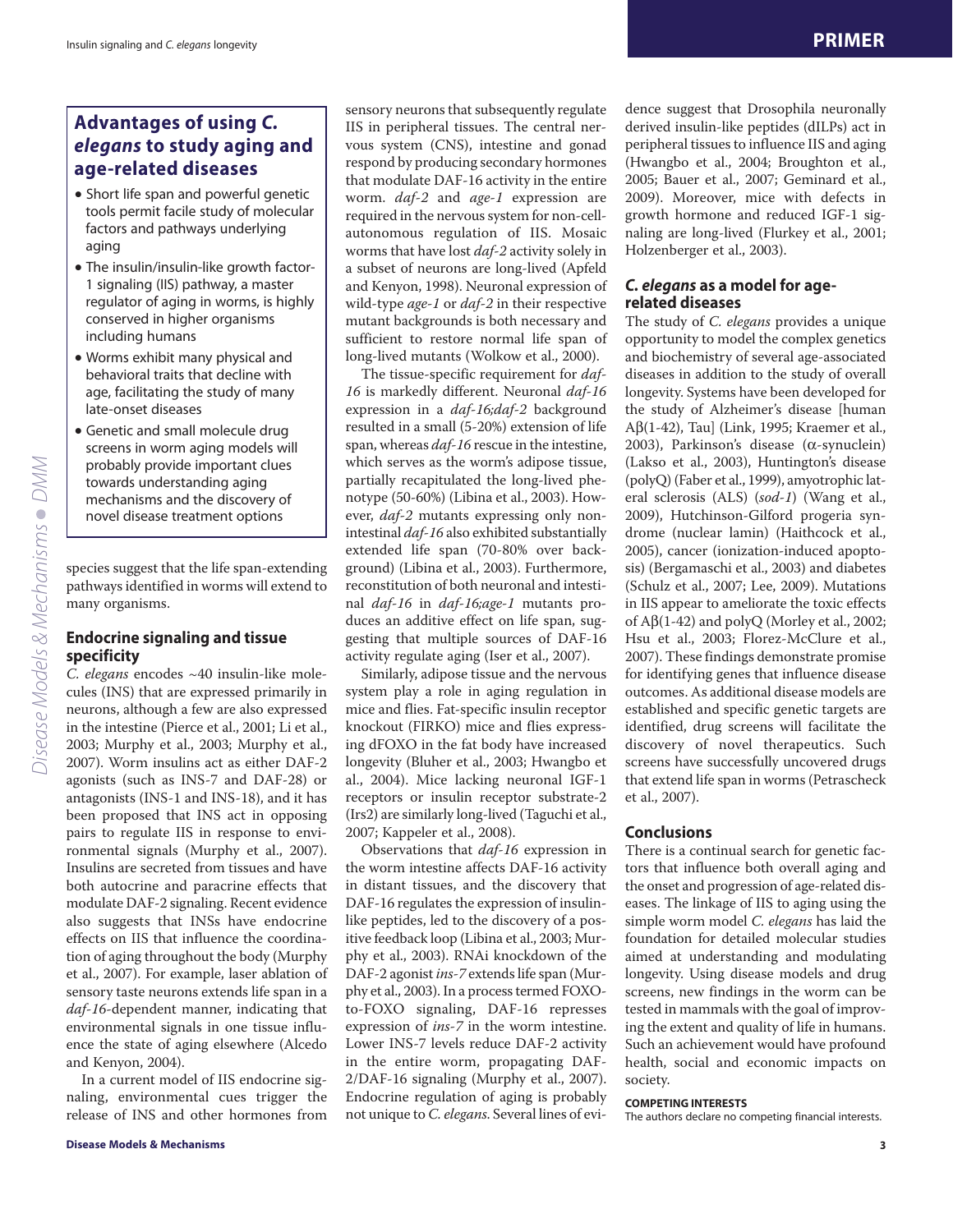## Advantages of using *C. elegans* to study aging and age-related diseases

- Short life span and powerful genetic tools permit facile study of molecular factors and pathways underlying aging
- The insulin/insulin-like growth factor-1 signaling (IIS) pathway, a master regulator of aging in worms, is highly conserved in higher organisms including humans
- Worms exhibit many physical and behavioral traits that decline with age, facilitating the study of many late-onset diseases
- Genetic and small molecule drug screens in worm aging models will probably provide important clues towards understanding aging mechanisms and the discovery of novel disease treatment options

species suggest that the life span-extending pathways identified in worms will extend to many organisms.

### Endocrine signaling and tissue specificity

*C. elegans* encodes ~40 insulin-like molecules (INS) that are expressed primarily in neurons, although a few are also expressed in the intestine (Pierce et al., 2001; Li et al., 2003; Murphy et al., 2003; Murphy et al., 2007). Worm insulins act as either DAF-2 agonists (such as INS-7 and DAF-28) or antagonists (INS-1 and INS-18), and it has been proposed that INS act in opposing pairs to regulate IIS in response to environmental signals (Murphy et al., 2007). Insulins are secreted from tissues and have both autocrine and paracrine effects that modulate DAF-2 signaling. Recent evidence also suggests that INSs have endocrine effects on IIS that influence the coordination of aging throughout the body (Murphy et al., 2007). For example, laser ablation of sensory taste neurons extends life span in a *daf-16*-dependent manner, indicating that environmental signals in one tissue influence the state of aging elsewhere (Alcedo and Kenyon, 2004).

In a current model of IIS endocrine signaling, environmental cues trigger the release of INS and other hormones from sensory neurons that subsequently regulate IIS in peripheral tissues. The central nervous system (CNS), intestine and gonad respond by producing secondary hormones that modulate DAF-16 activity in the entire worm. *daf-2* and *age-1* expression are required in the nervous system for non-cell-autonomous regulation of IIS. Mosaic worms that have lost *daf-2* activity solely in a subset of neurons are long-lived (Apfeld and Kenyon, 1998). Neuronal expression of wild-type *age-1* or *daf-2* in their respective mutant backgrounds is both necessary and sufficient to restore normal life span of long-lived mutants (Wolkow et al., 2000).

The tissue-specific requirement for *daf-16* is markedly different. Neuronal *daf-16* expression in a *daf-16;daf-2* background resulted in a small (5-20%) extension of life span, whereas *daf-16* rescue in the intestine, which serves as the worm's adipose tissue, partially recapitulated the long-lived phenotype (50-60%) (Libina et al., 2003). However, *daf-2* mutants expressing only non-intestinal *daf-16* also exhibited substantially extended life span (70-80% over background) (Libina et al., 2003). Furthermore, reconstitution of both neuronal and intestinal *daf-16* in *daf-16;age-1* mutants produces an additive effect on life span, suggesting that multiple sources of DAF-16 activity regulate aging (Iser et al., 2007).

Similarly, adipose tissue and the nervous system play a role in aging regulation in mice and flies. Fat-specific insulin receptor knockout (FIRKO) mice and flies expressing dFOXO in the fat body have increased longevity (Bluher et al., 2003; Hwangbo et al., 2004). Mice lacking neuronal IGF-1 receptors or insulin receptor substrate-2 (Irs2) are similarly long-lived (Taguchi et al., 2007; Kappeler et al., 2008).

Observations that *daf-16* expression in the worm intestine affects DAF-16 activity in distant tissues, and the discovery that DAF-16 regulates the expression of insulin-like peptides, led to the discovery of a positive feedback loop (Libina et al., 2003; Murphy et al., 2003). RNAi knockdown of the DAF-2 agonist *ins-7* extends life span (Murphy et al., 2003). In a process termed FOXO-to-FOXO signaling, DAF-16 represses expression of *ins-7* in the worm intestine. Lower INS-7 levels reduce DAF-2 activity in the entire worm, propagating DAF-2/DAF-16 signaling (Murphy et al., 2007). Endocrine regulation of aging is probably not unique to *C. elegans*. Several lines of evidence suggest that Drosophila neuronally derived insulin-like peptides (dILPs) act in peripheral tissues to influence IIS and aging (Hwangbo et al., 2004; Broughton et al., 2005; Bauer et al., 2007; Geminard et al., 2009). Moreover, mice with defects in growth hormone and reduced IGF-1 signaling are long-lived (Flurkey et al., 2001; Holzenberger et al., 2003).

### *C. elegans* as a model for age-related diseases

The study of *C. elegans* provides a unique opportunity to model the complex genetics and biochemistry of several age-associated diseases in addition to the study of overall longevity. Systems have been developed for the study of Alzheimer's disease [human Aβ(1-42), Tau] (Link, 1995; Kraemer et al., 2003), Parkinson's disease (α-synuclein) (Lakso et al., 2003), Huntington's disease (polyQ) (Faber et al., 1999), amyotrophic lateral sclerosis (ALS) (*sod-1*) (Wang et al., 2009), Hutchinson-Gilford progeria syndrome (nuclear lamin) (Haithcock et al., 2005), cancer (ionization-induced apoptosis) (Bergamaschi et al., 2003) and diabetes (Schulz et al., 2007; Lee, 2009). Mutations in IIS appear to ameliorate the toxic effects of Aβ(1-42) and polyQ (Morley et al., 2002; Hsu et al., 2003; Florez-McClure et al., 2007). These findings demonstrate promise for identifying genes that influence disease outcomes. As additional disease models are established and specific genetic targets are identified, drug screens will facilitate the discovery of novel therapeutics. Such screens have successfully uncovered drugs that extend life span in worms (Petrascheck et al., 2007).

### Conclusions

There is a continual search for genetic factors that influence both overall aging and the onset and progression of age-related diseases. The linkage of IIS to aging using the simple worm model *C. elegans* has laid the foundation for detailed molecular studies aimed at understanding and modulating longevity. Using disease models and drug screens, new findings in the worm can be tested in mammals with the goal of improving the extent and quality of life in humans. Such an achievement would have profound health, social and economic impacts on society.

**COMPETING INTERESTS**

The authors declare no competing financial interests.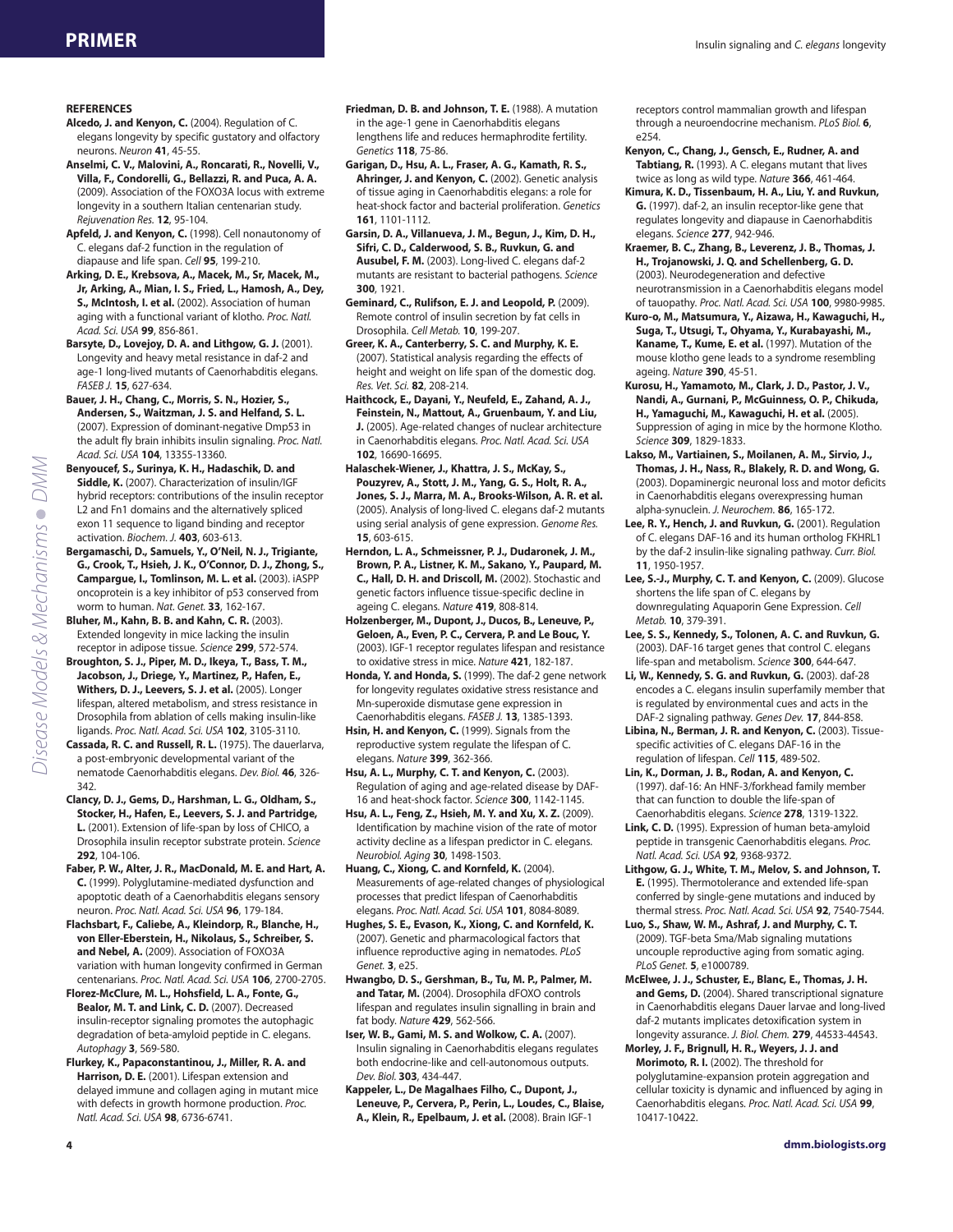## REFERENCES

**Alcedo, J. and Kenyon, C.** (2004). Regulation of C. elegans longevity by specific gustatory and olfactory neurons. *Neuron* **41**, 45-55.

**Anselmi, C. V., Malovini, A., Roncarati, R., Novelli, V., Villa, F., Condorelli, G., Bellazzi, R. and Puca, A. A.** (2009). Association of the FOXO3A locus with extreme longevity in a southern Italian centenarian study. *Rejuvenation Res.* **12**, 95-104.

**Apfeld, J. and Kenyon, C.** (1998). Cell nonautonomy of C. elegans daf-2 function in the regulation of diapause and life span. *Cell* **95**, 199-210.

**Arking, D. E., Krebsova, A., Macek, M., Sr, Macek, M., Jr, Arking, A., Mian, I. S., Fried, L., Hamosh, A., Dey, S., McIntosh, I. et al.** (2002). Association of human aging with a functional variant of klotho. *Proc. Natl. Acad. Sci. USA* **99**, 856-861.

**Barsyte, D., Lovejoy, D. A. and Lithgow, G. J.** (2001). Longevity and heavy metal resistance in daf-2 and age-1 long-lived mutants of Caenorhabditis elegans. *FASEB J.* **15**, 627-634.

**Bauer, J. H., Chang, C., Morris, S. N., Hozier, S., Andersen, S., Waitzman, J. S. and Helfand, S. L.** (2007). Expression of dominant-negative Dmp53 in the adult fly brain inhibits insulin signaling. *Proc. Natl. Acad. Sci. USA* **104**, 13355-13360.

**Benyoucef, S., Surinya, K. H., Hadaschik, D. and Siddle, K.** (2007). Characterization of insulin/IGF hybrid receptors: contributions of the insulin receptor L2 and Fn1 domains and the alternatively spliced exon 11 sequence to ligand binding and receptor activation. *Biochem. J.* **403**, 603-613.

**Bergamaschi, D., Samuels, Y., O'Neil, N. J., Trigiante, G., Crook, T., Hsieh, J. K., O'Connor, D. J., Zhong, S., Campargue, I., Tomlinson, M. L. et al.** (2003). iASPP oncoprotein is a key inhibitor of p53 conserved from worm to human. *Nat. Genet.* **33**, 162-167.

**Bluher, M., Kahn, B. B. and Kahn, C. R.** (2003). Extended longevity in mice lacking the insulin receptor in adipose tissue. *Science* **299**, 572-574.

**Broughton, S. J., Piper, M. D., Ikeya, T., Bass, T. M., Jacobson, J., Driege, Y., Martinez, P., Hafen, E., Withers, D. J., Leevers, S. J. et al.** (2005). Longer lifespan, altered metabolism, and stress resistance in Drosophila from ablation of cells making insulin-like ligands. *Proc. Natl. Acad. Sci. USA* **102**, 3105-3110.

**Cassada, R. C. and Russell, R. L.** (1975). The dauerlarva, a post-embryonic developmental variant of the nematode Caenorhabditis elegans. *Dev. Biol.* **46**, 326-342.

**Clancy, D. J., Gems, D., Harshman, L. G., Oldham, S., Stocker, H., Hafen, E., Leevers, S. J. and Partridge, L.** (2001). Extension of life-span by loss of CHICO, a Drosophila insulin receptor substrate protein. *Science* **292**, 104-106.

**Faber, P. W., Alter, J. R., MacDonald, M. E. and Hart, A. C.** (1999). Polyglutamine-mediated dysfunction and apoptotic death of a Caenorhabditis elegans sensory neuron. *Proc. Natl. Acad. Sci. USA* **96**, 179-184.

**Flachsbart, F., Caliebe, A., Kleindorp, R., Blanche, H., von Eller-Eberstein, H., Nikolaus, S., Schreiber, S. and Nebel, A.** (2009). Association of FOXO3A variation with human longevity confirmed in German centenarians. *Proc. Natl. Acad. Sci. USA* **106**, 2700-2705.

**Florez-McClure, M. L., Hohsfield, L. A., Fonte, G., Bealor, M. T. and Link, C. D.** (2007). Decreased insulin-receptor signaling promotes the autophagic degradation of beta-amyloid peptide in C. elegans. *Autophagy* **3**, 569-580.

**Flurkey, K., Papaconstantinou, J., Miller, R. A. and Harrison, D. E.** (2001). Lifespan extension and delayed immune and collagen aging in mutant mice with defects in growth hormone production. *Proc. Natl. Acad. Sci. USA* **98**, 6736-6741.

**Friedman, D. B. and Johnson, T. E.** (1988). A mutation in the age-1 gene in Caenorhabditis elegans lengthens life and reduces hermaphrodite fertility. *Genetics* **118**, 75-86.

**Garigan, D., Hsu, A. L., Fraser, A. G., Kamath, R. S., Ahringer, J. and Kenyon, C.** (2002). Genetic analysis of tissue aging in Caenorhabditis elegans: a role for heat-shock factor and bacterial proliferation. *Genetics* **161**, 1101-1112.

**Garsin, D. A., Villanueva, J. M., Begun, J., Kim, D. H., Sifri, C. D., Calderwood, S. B., Ruvkun, G. and Ausubel, F. M.** (2003). Long-lived C. elegans daf-2 mutants are resistant to bacterial pathogens. *Science* **300**, 1921.

**Geminard, C., Rulifson, E. J. and Leopold, P.** (2009). Remote control of insulin secretion by fat cells in Drosophila. *Cell Metab.* **10**, 199-207.

**Greer, K. A., Canterberry, S. C. and Murphy, K. E.** (2007). Statistical analysis regarding the effects of height and weight on life span of the domestic dog. *Res. Vet. Sci.* **82**, 208-214.

**Haithcock, E., Dayani, Y., Neufeld, E., Zahand, A. J., Feinstein, N., Mattout, A., Gruenbaum, Y. and Liu, J.** (2005). Age-related changes of nuclear architecture in Caenorhabditis elegans. *Proc. Natl. Acad. Sci. USA* **102**, 16690-16695.

**Halaschek-Wiener, J., Khattra, J. S., McKay, S., Pouzyrev, A., Stott, J. M., Yang, G. S., Holt, R. A., Jones, S. J., Marra, M. A., Brooks-Wilson, A. R. et al.** (2005). Analysis of long-lived C. elegans daf-2 mutants using serial analysis of gene expression. *Genome Res.* **15**, 603-615.

**Herndon, L. A., Schmeissner, P. J., Dudaronek, J. M., Brown, P. A., Listner, K. M., Sakano, Y., Paupard, M. C., Hall, D. H. and Driscoll, M.** (2002). Stochastic and genetic factors influence tissue-specific decline in ageing C. elegans. *Nature* **419**, 808-814.

**Holzenberger, M., Dupont, J., Ducos, B., Leneuve, P., Geloen, A., Even, P. C., Cervera, P. and Le Bouc, Y.** (2003). IGF-1 receptor regulates lifespan and resistance to oxidative stress in mice. *Nature* **421**, 182-187.

**Honda, Y. and Honda, S.** (1999). The daf-2 gene network for longevity regulates oxidative stress resistance and Mn-superoxide dismutase gene expression in Caenorhabditis elegans. *FASEB J.* **13**, 1385-1393.

**Hsin, H. and Kenyon, C.** (1999). Signals from the reproductive system regulate the lifespan of C. elegans. *Nature* **399**, 362-366.

**Hsu, A. L., Murphy, C. T. and Kenyon, C.** (2003). Regulation of aging and age-related disease by DAF-16 and heat-shock factor. *Science* **300**, 1142-1145.

**Hsu, A. L., Feng, Z., Hsieh, M. Y. and Xu, X. Z.** (2009). Identification by machine vision of the rate of motor activity decline as a lifespan predictor in C. elegans. *Neurobiol. Aging* **30**, 1498-1503.

**Huang, C., Xiong, C. and Kornfeld, K.** (2004). Measurements of age-related changes of physiological processes that predict lifespan of Caenorhabditis elegans. *Proc. Natl. Acad. Sci. USA* **101**, 8084-8089.

**Hughes, S. E., Evason, K., Xiong, C. and Kornfeld, K.** (2007). Genetic and pharmacological factors that influence reproductive aging in nematodes. *PLoS Genet.* **3**, e25.

**Hwangbo, D. S., Gershman, B., Tu, M. P., Palmer, M. and Tatar, M.** (2004). Drosophila dFOXO controls lifespan and regulates insulin signalling in brain and fat body. *Nature* **429**, 562-566.

**Iser, W. B., Gami, M. S. and Wolkow, C. A.** (2007). Insulin signaling in Caenorhabditis elegans regulates both endocrine-like and cell-autonomous outputs. *Dev. Biol.* **303**, 434-447.

**Kappeler, L., De Magalhaes Filho, C., Dupont, J., Leneuve, P., Cervera, P., Perin, L., Loudes, C., Blaise, A., Klein, R., Epelbaum, J. et al.** (2008). Brain IGF-1 receptors control mammalian growth and lifespan through a neuroendocrine mechanism. *PLoS Biol.* **6**, e254.

**Kenyon, C., Chang, J., Gensch, E., Rudner, A. and Tabtiang, R.** (1993). A C. elegans mutant that lives twice as long as wild type. *Nature* **366**, 461-464.

**Kimura, K. D., Tissenbaum, H. A., Liu, Y. and Ruvkun, G.** (1997). daf-2, an insulin receptor-like gene that regulates longevity and diapause in Caenorhabditis elegans. *Science* **277**, 942-946.

**Kraemer, B. C., Zhang, B., Leverenz, J. B., Thomas, J. H., Trojanowski, J. Q. and Schellenberg, G. D.** (2003). Neurodegeneration and defective neurotransmission in a Caenorhabditis elegans model of tauopathy. *Proc. Natl. Acad. Sci. USA* **100**, 9980-9985.

**Kuro-o, M., Matsumura, Y., Aizawa, H., Kawaguchi, H., Suga, T., Utsugi, T., Ohyama, Y., Kurabayashi, M., Kaname, T., Kume, E. et al.** (1997). Mutation of the mouse klotho gene leads to a syndrome resembling ageing. *Nature* **390**, 45-51.

**Kurosu, H., Yamamoto, M., Clark, J. D., Pastor, J. V., Nandi, A., Gurnani, P., McGuinness, O. P., Chikuda, H., Yamaguchi, M., Kawaguchi, H. et al.** (2005). Suppression of aging in mice by the hormone Klotho. *Science* **309**, 1829-1833.

**Lakso, M., Vartiainen, S., Moilanen, A. M., Sirvio, J., Thomas, J. H., Nass, R., Blakely, R. D. and Wong, G.** (2003). Dopaminergic neuronal loss and motor deficits in Caenorhabditis elegans overexpressing human alpha-synuclein. *J. Neurochem.* **86**, 165-172.

**Lee, R. Y., Hench, J. and Ruvkun, G.** (2001). Regulation of C. elegans DAF-16 and its human ortholog FKHRL1 by the daf-2 insulin-like signaling pathway. *Curr. Biol.* **11**, 1950-1957.

**Lee, S.-J., Murphy, C. T. and Kenyon, C.** (2009). Glucose shortens the life span of C. elegans by downregulating Aquaporin Gene Expression. *Cell Metab.* **10**, 379-391.

**Lee, S. S., Kennedy, S., Tolonen, A. C. and Ruvkun, G.** (2003). DAF-16 target genes that control C. elegans life-span and metabolism. *Science* **300**, 644-647.

**Li, W., Kennedy, S. G. and Ruvkun, G.** (2003). daf-28 encodes a C. elegans insulin superfamily member that is regulated by environmental cues and acts in the DAF-2 signaling pathway. *Genes Dev.* **17**, 844-858.

**Libina, N., Berman, J. R. and Kenyon, C.** (2003). Tissue-specific activities of C. elegans DAF-16 in the regulation of lifespan. *Cell* **115**, 489-502.

**Lin, K., Dorman, J. B., Rodan, A. and Kenyon, C.** (1997). daf-16: An HNF-3/forkhead family member that can function to double the life-span of Caenorhabditis elegans. *Science* **278**, 1319-1322.

**Link, C. D.** (1995). Expression of human beta-amyloid peptide in transgenic Caenorhabditis elegans. *Proc. Natl. Acad. Sci. USA* **92**, 9368-9372.

**Lithgow, G. J., White, T. M., Melov, S. and Johnson, T. E.** (1995). Thermotolerance and extended life-span conferred by single-gene mutations and induced by thermal stress. *Proc. Natl. Acad. Sci. USA* **92**, 7540-7544.

**Luo, S., Shaw, W. M., Ashraf, J. and Murphy, C. T.** (2009). TGF-beta Sma/Mab signaling mutations uncouple reproductive aging from somatic aging. *PLoS Genet.* **5**, e1000789.

**McElwee, J. J., Schuster, E., Blanc, E., Thomas, J. H. and Gems, D.** (2004). Shared transcriptional signature in Caenorhabditis elegans Dauer larvae and long-lived daf-2 mutants implicates detoxification system in longevity assurance. *J. Biol. Chem.* **279**, 44533-44543.

**Morley, J. F., Brignull, H. R., Weyers, J. J. and Morimoto, R. I.** (2002). The threshold for polyglutamine-expansion protein aggregation and cellular toxicity is dynamic and influenced by aging in Caenorhabditis elegans. *Proc. Natl. Acad. Sci. USA* **99**, 10417-10422.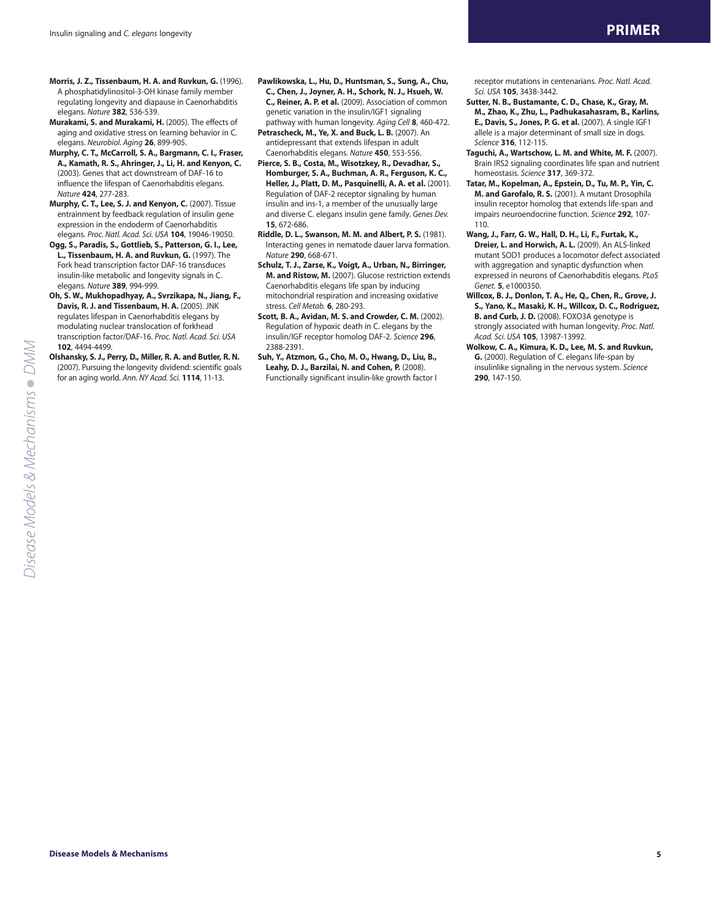**Morris, J. Z., Tissenbaum, H. A. and Ruvkun, G.** (1996). A phosphatidylinositol-3-OH kinase family member regulating longevity and diapause in Caenorhabditis elegans. *Nature* **382**, 536-539.

**Murakami, S. and Murakami, H.** (2005). The effects of aging and oxidative stress on learning behavior in C. elegans. *Neurobiol. Aging* **26**, 899-905.

**Murphy, C. T., McCarroll, S. A., Bargmann, C. I., Fraser, A., Kamath, R. S., Ahringer, J., Li, H. and Kenyon, C.** (2003). Genes that act downstream of DAF-16 to influence the lifespan of Caenorhabditis elegans. *Nature* **424**, 277-283.

**Murphy, C. T., Lee, S. J. and Kenyon, C.** (2007). Tissue entrainment by feedback regulation of insulin gene expression in the endoderm of Caenorhabditis elegans. *Proc. Natl. Acad. Sci. USA* **104**, 19046-19050.

**Ogg, S., Paradis, S., Gottlieb, S., Patterson, G. I., Lee, L., Tissenbaum, H. A. and Ruvkun, G.** (1997). The Fork head transcription factor DAF-16 transduces insulin-like metabolic and longevity signals in C. elegans. *Nature* **389**, 994-999.

**Oh, S. W., Mukhopadhyay, A., Svrzikapa, N., Jiang, F., Davis, R. J. and Tissenbaum, H. A.** (2005). JNK regulates lifespan in Caenorhabditis elegans by modulating nuclear translocation of forkhead transcription factor/DAF-16. *Proc. Natl. Acad. Sci. USA* **102**, 4494-4499.

**Olshansky, S. J., Perry, D., Miller, R. A. and Butler, R. N.** (2007). Pursuing the longevity dividend: scientific goals for an aging world. *Ann. NY Acad. Sci.* **1114**, 11-13.

**Pawlikowska, L., Hu, D., Huntsman, S., Sung, A., Chu, C., Chen, J., Joyner, A. H., Schork, N. J., Hsueh, W. C., Reiner, A. P. et al.** (2009). Association of common genetic variation in the insulin/IGF1 signaling pathway with human longevity. *Aging Cell* **8**, 460-472.

**Petrascheck, M., Ye, X. and Buck, L. B.** (2007). An antidepressant that extends lifespan in adult Caenorhabditis elegans. *Nature* **450**, 553-556.

**Pierce, S. B., Costa, M., Wisotzkey, R., Devadhar, S., Homburger, S. A., Buchman, A. R., Ferguson, K. C., Heller, J., Platt, D. M., Pasquinelli, A. A. et al.** (2001). Regulation of DAF-2 receptor signaling by human insulin and ins-1, a member of the unusually large and diverse C. elegans insulin gene family. *Genes Dev.* **15**, 672-686.

**Riddle, D. L., Swanson, M. M. and Albert, P. S.** (1981). Interacting genes in nematode dauer larva formation. *Nature* **290**, 668-671.

**Schulz, T. J., Zarse, K., Voigt, A., Urban, N., Birringer, M. and Ristow, M.** (2007). Glucose restriction extends Caenorhabditis elegans life span by inducing mitochondrial respiration and increasing oxidative stress. *Cell Metab.* **6**, 280-293.

**Scott, B. A., Avidan, M. S. and Crowder, C. M.** (2002). Regulation of hypoxic death in C. elegans by the insulin/IGF receptor homolog DAF-2. *Science* **296**, 2388-2391.

**Suh, Y., Atzmon, G., Cho, M. O., Hwang, D., Liu, B., Leahy, D. J., Barzilai, N. and Cohen, P.** (2008). Functionally significant insulin-like growth factor I receptor mutations in centenarians. *Proc. Natl. Acad. Sci. USA* **105**, 3438-3442.

**Sutter, N. B., Bustamante, C. D., Chase, K., Gray, M. M., Zhao, K., Zhu, L., Padhukasahasram, B., Karlins, E., Davis, S., Jones, P. G. et al.** (2007). A single IGF1 allele is a major determinant of small size in dogs. *Science* **316**, 112-115.

**Taguchi, A., Wartschow, L. M. and White, M. F.** (2007). Brain IRS2 signaling coordinates life span and nutrient homeostasis. *Science* **317**, 369-372.

**Tatar, M., Kopelman, A., Epstein, D., Tu, M. P., Yin, C. M. and Garofalo, R. S.** (2001). A mutant Drosophila insulin receptor homolog that extends life-span and impairs neuroendocrine function. *Science* **292**, 107-110.

**Wang, J., Farr, G. W., Hall, D. H., Li, F., Furtak, K., Dreier, L. and Horwich, A. L.** (2009). An ALS-linked mutant SOD1 produces a locomotor defect associated with aggregation and synaptic dysfunction when expressed in neurons of Caenorhabditis elegans. *PLoS Genet.* **5**, e1000350.

**Willcox, B. J., Donlon, T. A., He, Q., Chen, R., Grove, J. S., Yano, K., Masaki, K. H., Willcox, D. C., Rodriguez, B. and Curb, J. D.** (2008). FOXO3A genotype is strongly associated with human longevity. *Proc. Natl. Acad. Sci. USA* **105**, 13987-13992.

**Wolkow, C. A., Kimura, K. D., Lee, M. S. and Ruvkun, G.** (2000). Regulation of C. elegans life-span by insulinlike signaling in the nervous system. *Science* **290**, 147-150.